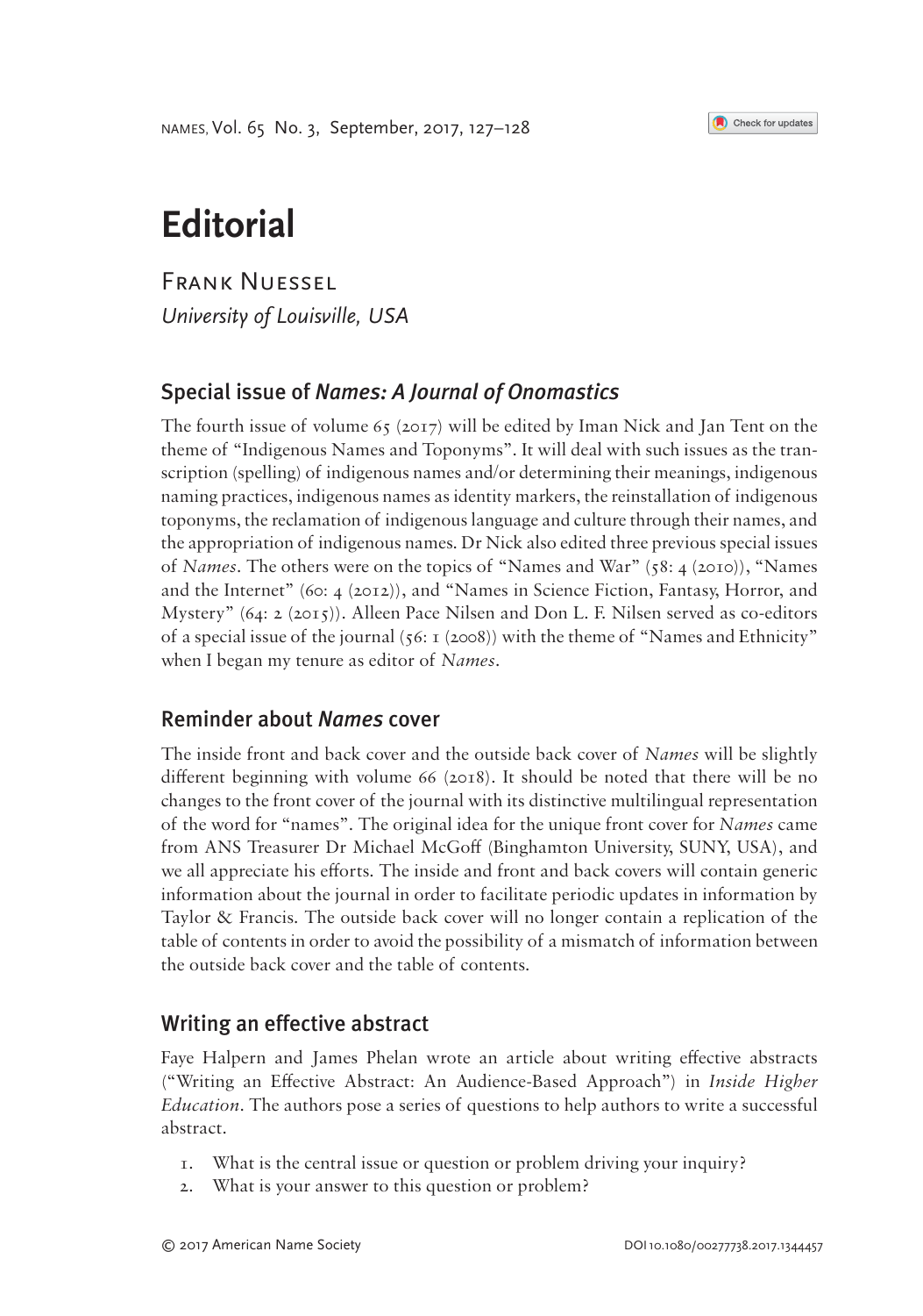# Editorial

Frank Nuessel
*University of Louisville, USA*

## Special issue of *Names: A Journal of Onomastics*

The fourth issue of volume 65 (2017) will be edited by Iman Nick and Jan Tent on the theme of "Indigenous Names and Toponyms". It will deal with such issues as the transcription (spelling) of indigenous names and/or determining their meanings, indigenous naming practices, indigenous names as identity markers, the reinstallation of indigenous toponyms, the reclamation of indigenous language and culture through their names, and the appropriation of indigenous names. Dr Nick also edited three previous special issues of *Names*. The others were on the topics of "Names and War" (58: 4 (2010)), "Names and the Internet" (60: 4 (2012)), and "Names in Science Fiction, Fantasy, Horror, and Mystery" (64: 2 (2015)). Alleen Pace Nilsen and Don L. F. Nilsen served as co-editors of a special issue of the journal (56: 1 (2008)) with the theme of "Names and Ethnicity" when I began my tenure as editor of *Names*.

## Reminder about *Names* cover

The inside front and back cover and the outside back cover of *Names* will be slightly different beginning with volume 66 (2018). It should be noted that there will be no changes to the front cover of the journal with its distinctive multilingual representation of the word for "names". The original idea for the unique front cover for *Names* came from ANS Treasurer Dr Michael McGoff (Binghamton University, SUNY, USA), and we all appreciate his efforts. The inside and front and back covers will contain generic information about the journal in order to facilitate periodic updates in information by Taylor & Francis. The outside back cover will no longer contain a replication of the table of contents in order to avoid the possibility of a mismatch of information between the outside back cover and the table of contents.

## Writing an effective abstract

Faye Halpern and James Phelan wrote an article about writing effective abstracts ("Writing an Effective Abstract: An Audience-Based Approach") in *Inside Higher Education*. The authors pose a series of questions to help authors to write a successful abstract.

1. What is the central issue or question or problem driving your inquiry?
2. What is your answer to this question or problem?

© 2017 American Name Society DOI 10.1080/00277738.2017.1344457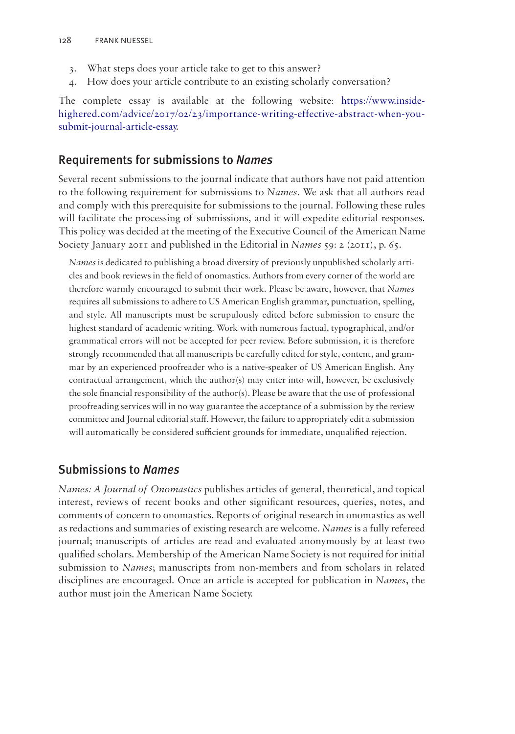3. What steps does your article take to get to this answer?
4. How does your article contribute to an existing scholarly conversation?

The complete essay is available at the following website: https://www.insidehighered.com/advice/2017/02/23/importance-writing-effective-abstract-when-you-submit-journal-article-essay.

## Requirements for submissions to *Names*

Several recent submissions to the journal indicate that authors have not paid attention to the following requirement for submissions to *Names*. We ask that all authors read and comply with this prerequisite for submissions to the journal. Following these rules will facilitate the processing of submissions, and it will expedite editorial responses. This policy was decided at the meeting of the Executive Council of the American Name Society January 2011 and published in the Editorial in *Names* 59: 2 (2011), p. 65.

> *Names* is dedicated to publishing a broad diversity of previously unpublished scholarly articles and book reviews in the field of onomastics. Authors from every corner of the world are therefore warmly encouraged to submit their work. Please be aware, however, that *Names* requires all submissions to adhere to US American English grammar, punctuation, spelling, and style. All manuscripts must be scrupulously edited before submission to ensure the highest standard of academic writing. Work with numerous factual, typographical, and/or grammatical errors will not be accepted for peer review. Before submission, it is therefore strongly recommended that all manuscripts be carefully edited for style, content, and grammar by an experienced proofreader who is a native-speaker of US American English. Any contractual arrangement, which the author(s) may enter into will, however, be exclusively the sole financial responsibility of the author(s). Please be aware that the use of professional proofreading services will in no way guarantee the acceptance of a submission by the review committee and Journal editorial staff. However, the failure to appropriately edit a submission will automatically be considered sufficient grounds for immediate, unqualified rejection.

## Submissions to *Names*

*Names: A Journal of Onomastics* publishes articles of general, theoretical, and topical interest, reviews of recent books and other significant resources, queries, notes, and comments of concern to onomastics. Reports of original research in onomastics as well as redactions and summaries of existing research are welcome. *Names* is a fully refereed journal; manuscripts of articles are read and evaluated anonymously by at least two qualified scholars. Membership of the American Name Society is not required for initial submission to *Names*; manuscripts from non-members and from scholars in related disciplines are encouraged. Once an article is accepted for publication in *Names*, the author must join the American Name Society.